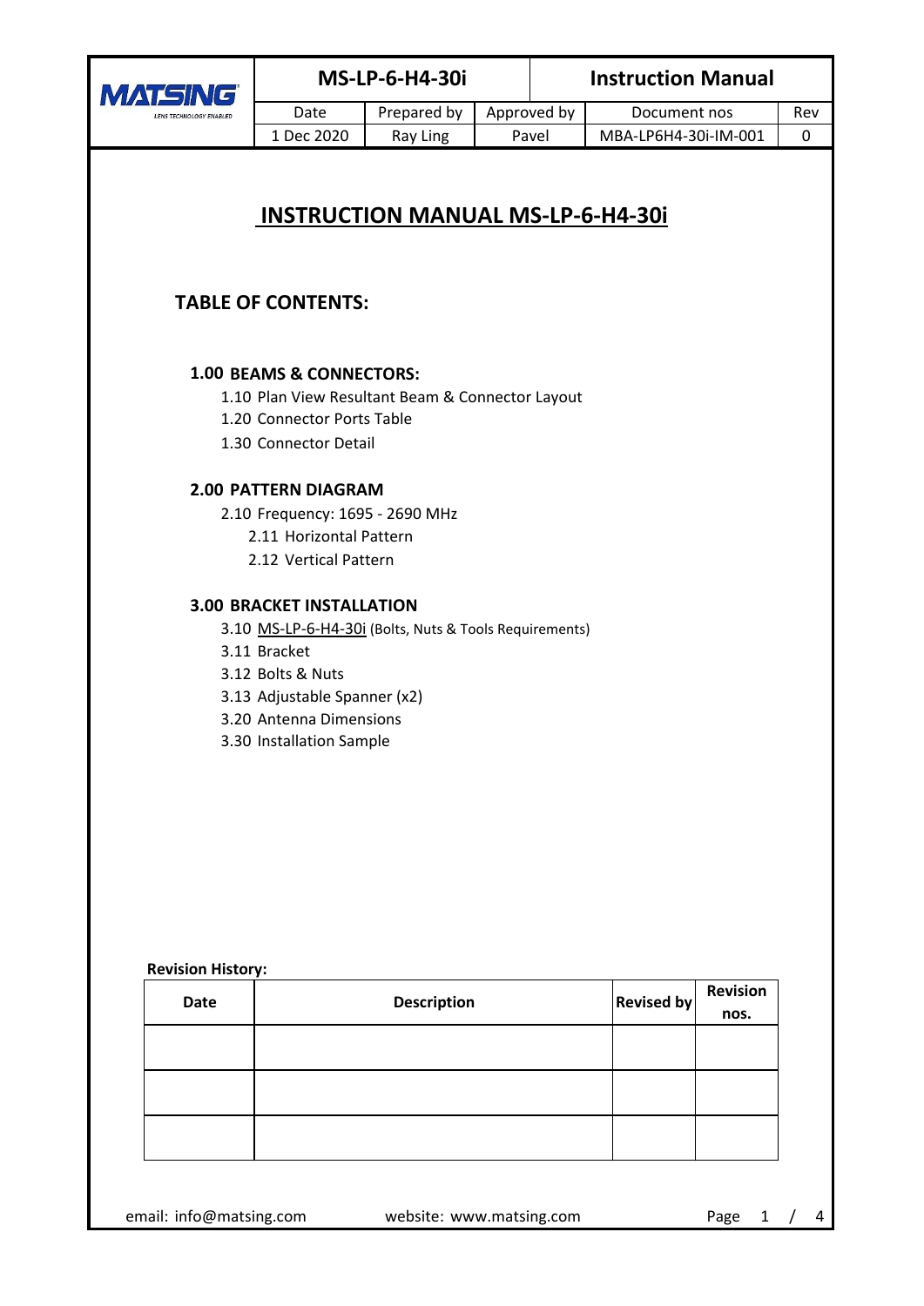| MATSING LENS TECHNOLOGY ENABLED | MS-LP-6-H4-30i | | Instruction Manual | |
|---|---|---|---|---|
| | Date | Prepared by | Approved by | Document nos | Rev |
| | 1 Dec 2020 | Ray Ling | Pavel | MBA-LP6H4-30i-IM-001 | 0 |

# INSTRUCTION MANUAL MS-LP-6-H4-30i

## TABLE OF CONTENTS:

### 1.00 BEAMS & CONNECTORS:

- 1.10 Plan View Resultant Beam & Connector Layout
- 1.20 Connector Ports Table
- 1.30 Connector Detail

### 2.00 PATTERN DIAGRAM

- 2.10 Frequency: 1695 - 2690 MHz
  - 2.11 Horizontal Pattern
  - 2.12 Vertical Pattern

### 3.00 BRACKET INSTALLATION

- 3.10 MS-LP-6-H4-30i (Bolts, Nuts & Tools Requirements)
- 3.11 Bracket
- 3.12 Bolts & Nuts
- 3.13 Adjustable Spanner (x2)
- 3.20 Antenna Dimensions
- 3.30 Installation Sample

**Revision History:**

| Date | Description | Revised by | Revision nos. |
|---|---|---|---|
| | | | |
| | | | |
| | | | |

email: info@matsing.com website: www.matsing.com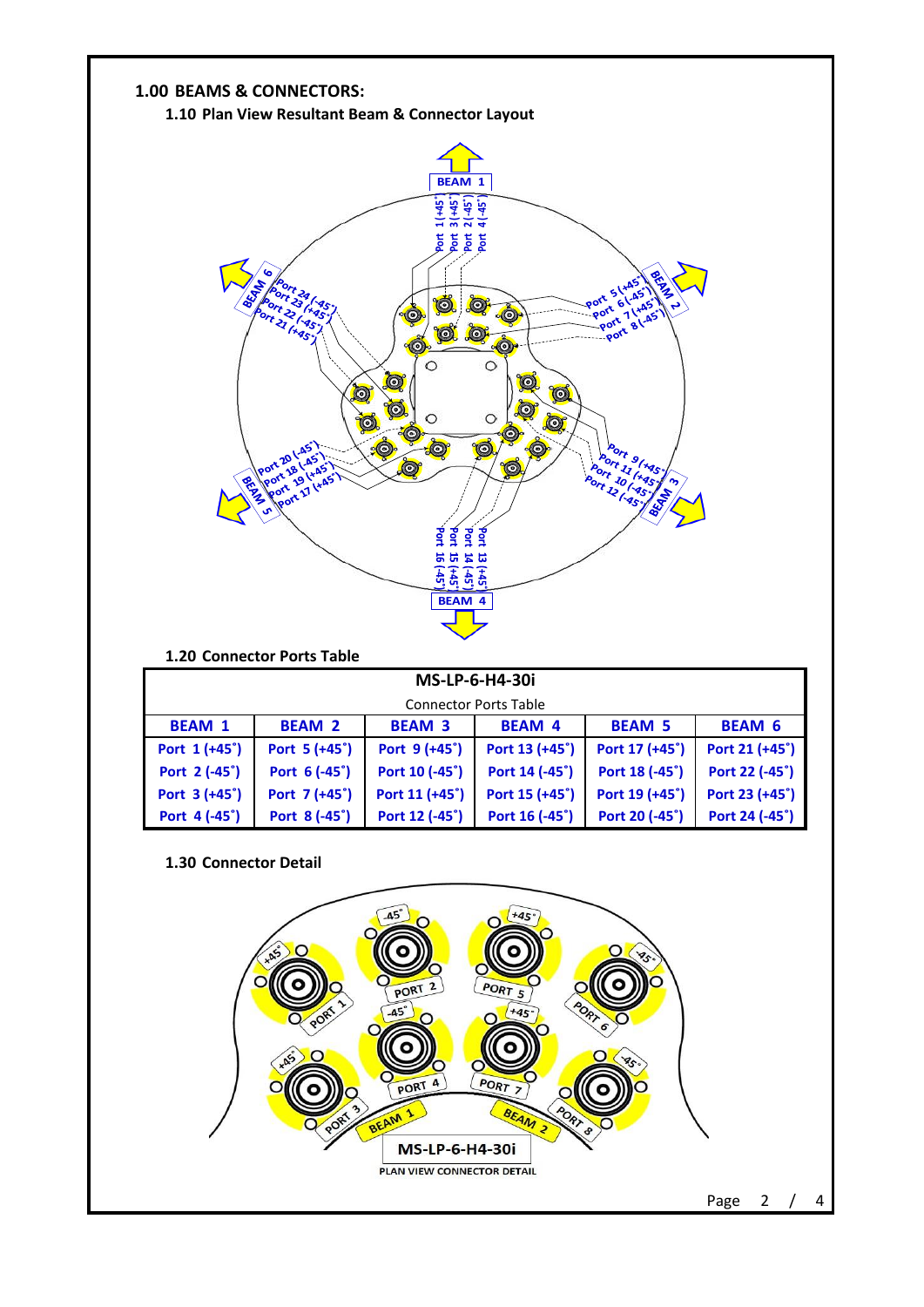# 1.00 BEAMS & CONNECTORS:

## 1.10 Plan View Resultant Beam & Connector Layout

## 1.20 Connector Ports Table

| MS-LP-6-H4-30i | | | | | |
|---|---|---|---|---|---|
| Connector Ports Table | | | | | |
| **BEAM 1** | **BEAM 2** | **BEAM 3** | **BEAM 4** | **BEAM 5** | **BEAM 6** |
| Port 1 (+45˚) | Port 5 (+45˚) | Port 9 (+45˚) | Port 13 (+45˚) | Port 17 (+45˚) | Port 21 (+45˚) |
| Port 2 (-45˚) | Port 6 (-45˚) | Port 10 (-45˚) | Port 14 (-45˚) | Port 18 (-45˚) | Port 22 (-45˚) |
| Port 3 (+45˚) | Port 7 (+45˚) | Port 11 (+45˚) | Port 15 (+45˚) | Port 19 (+45˚) | Port 23 (+45˚) |
| Port 4 (-45˚) | Port 8 (-45˚) | Port 12 (-45˚) | Port 16 (-45˚) | Port 20 (-45˚) | Port 24 (-45˚) |

## 1.30 Connector Detail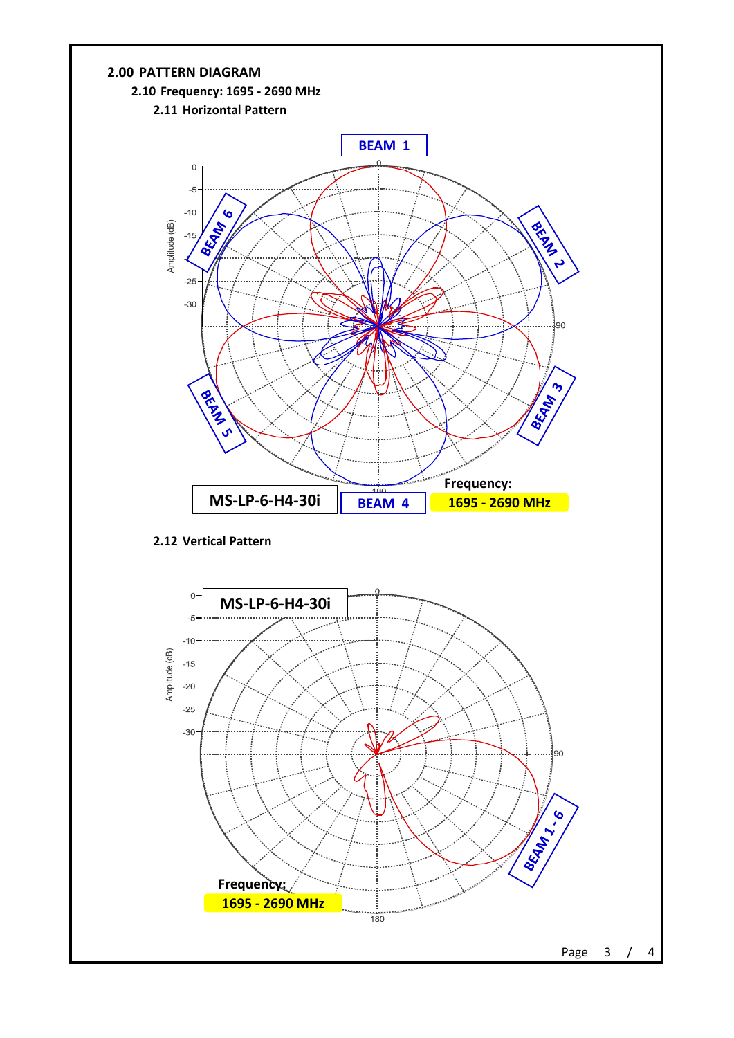# 2.00 PATTERN DIAGRAM

## 2.10 Frequency: 1695 - 2690 MHz

### 2.11 Horizontal Pattern

BEAM 1

BEAM 2

BEAM 3

BEAM 4

BEAM 5

BEAM 6

MS-LP-6-H4-30i

Frequency: 1695 - 2690 MHz

### 2.12 Vertical Pattern

MS-LP-6-H4-30i

BEAM 1 - 6

Frequency: 1695 - 2690 MHz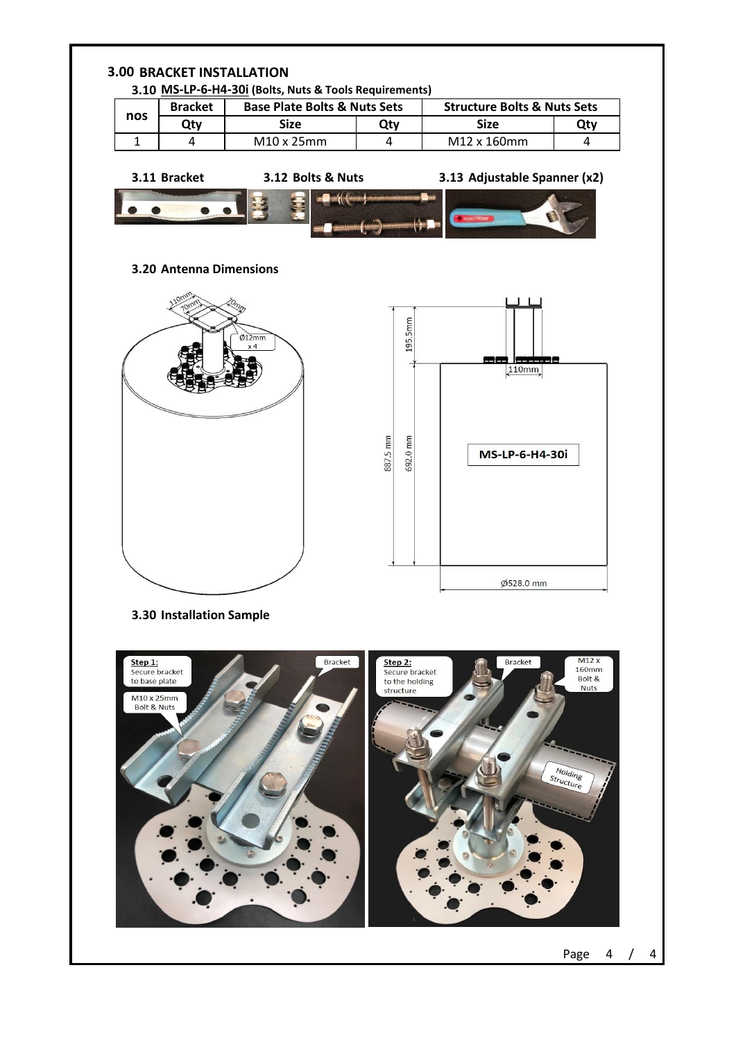## 3.00 BRACKET INSTALLATION

### 3.10 MS-LP-6-H4-30i (Bolts, Nuts & Tools Requirements)

| nos | Bracket | Base Plate Bolts & Nuts Sets | | Structure Bolts & Nuts Sets | |
|---|---|---|---|---|---|
| | Qty | Size | Qty | Size | Qty |
| 1 | 4 | M10 x 25mm | 4 | M12 x 160mm | 4 |

**3.11 Bracket**

**3.12 Bolts & Nuts**

**3.13 Adjustable Spanner (x2)**

### 3.20 Antenna Dimensions

110mm
70mm
70mm
Ø12mm
x 4

195.5mm
887.5 mm
692.0 mm
110mm
MS-LP-6-H4-30i
Ø528.0 mm

### 3.30 Installation Sample

Step 1:
Secure bracket to base plate

M10 x 25mm Bolt & Nuts

Bracket

Step 2:
Secure bracket to the holding structure

Bracket

M12 x 160mm Bolt & Nuts

Holding Structure